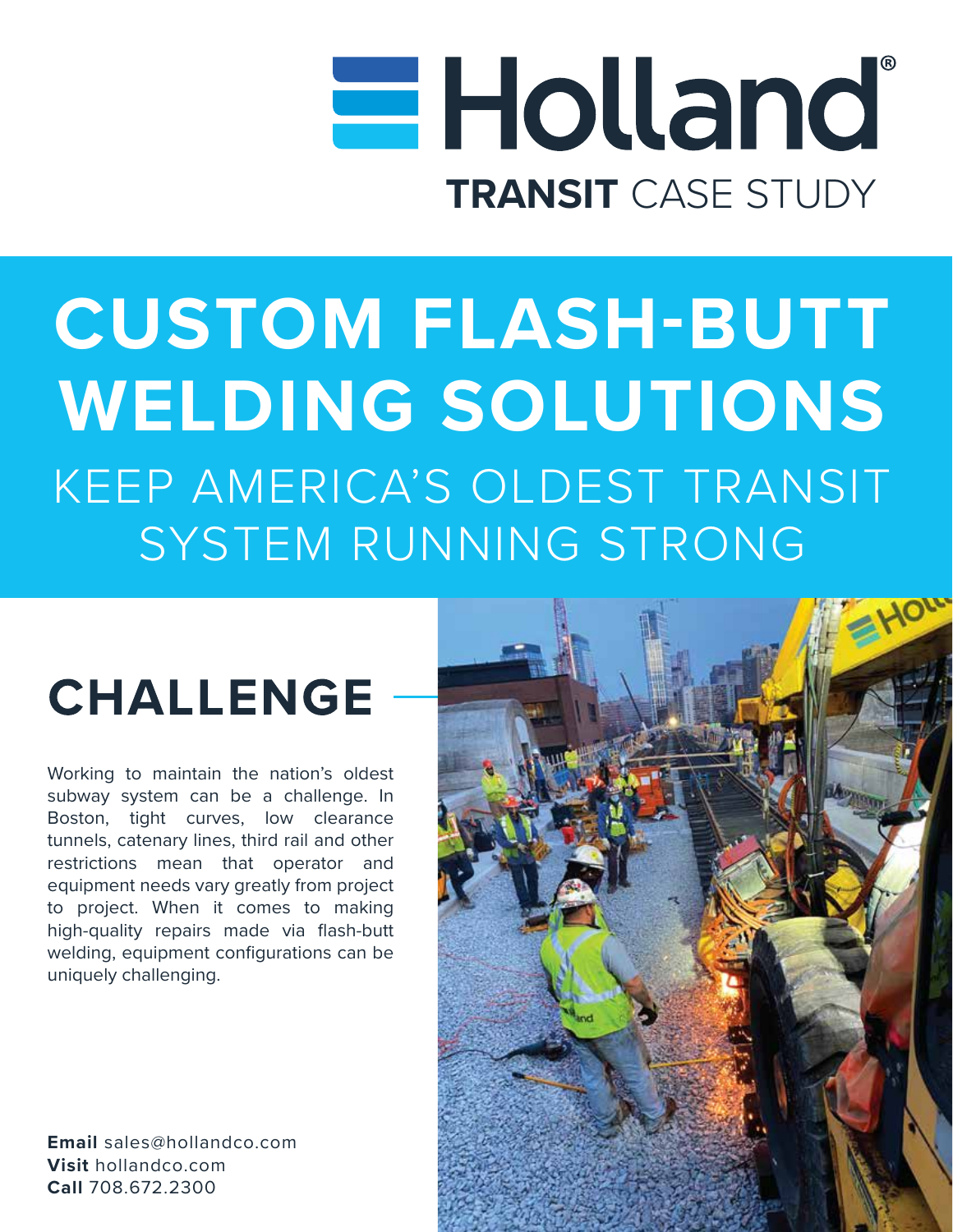# Holland®

**TRANSIT** CASE STUDY

# CUSTOM FLASH-BUTT WELDING SOLUTIONS

KEEP AMERICA'S OLDEST TRANSIT SYSTEM RUNNING STRONG

## CHALLENGE

Working to maintain the nation's oldest subway system can be a challenge. In Boston, tight curves, low clearance tunnels, catenary lines, third rail and other restrictions mean that operator and equipment needs vary greatly from project to project. When it comes to making high-quality repairs made via flash-butt welding, equipment configurations can be uniquely challenging.

**Email** sales@hollandco.com
**Visit** hollandco.com
**Call** 708.672.2300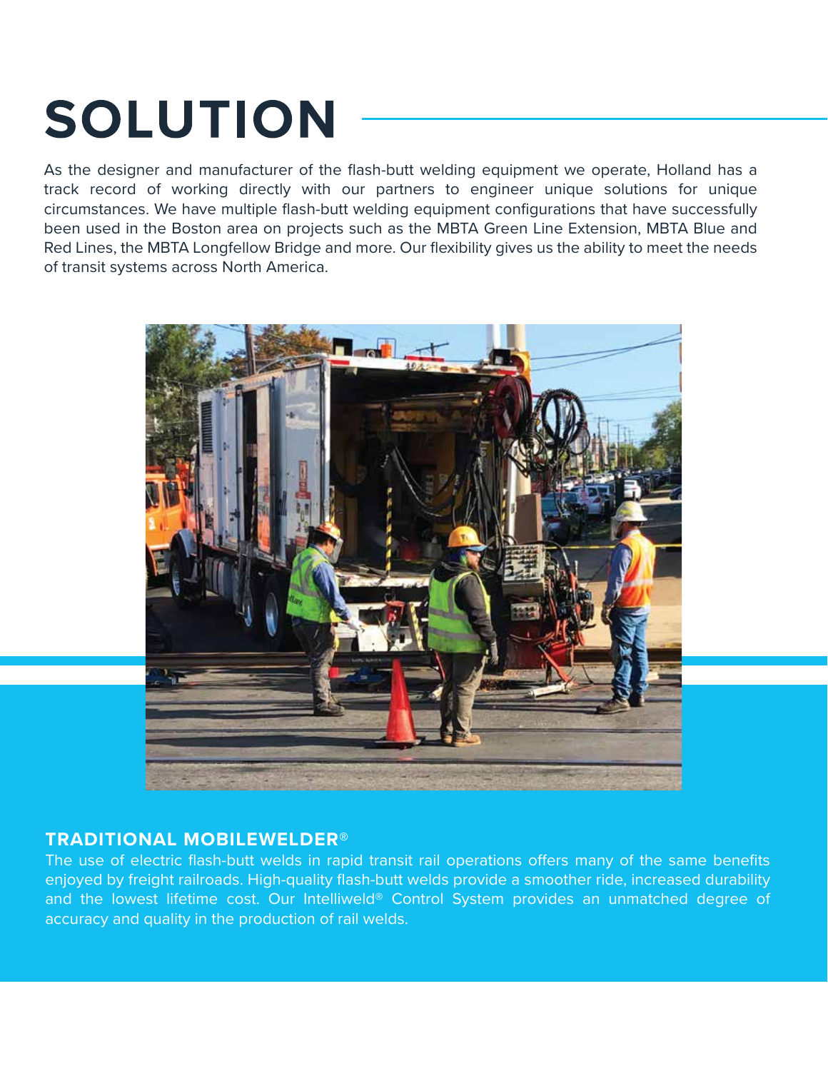# SOLUTION

As the designer and manufacturer of the flash-butt welding equipment we operate, Holland has a track record of working directly with our partners to engineer unique solutions for unique circumstances. We have multiple flash-butt welding equipment configurations that have successfully been used in the Boston area on projects such as the MBTA Green Line Extension, MBTA Blue and Red Lines, the MBTA Longfellow Bridge and more. Our flexibility gives us the ability to meet the needs of transit systems across North America.

## TRADITIONAL MOBILEWELDER®

The use of electric flash-butt welds in rapid transit rail operations offers many of the same benefits enjoyed by freight railroads. High-quality flash-butt welds provide a smoother ride, increased durability and the lowest lifetime cost. Our Intelliweld® Control System provides an unmatched degree of accuracy and quality in the production of rail welds.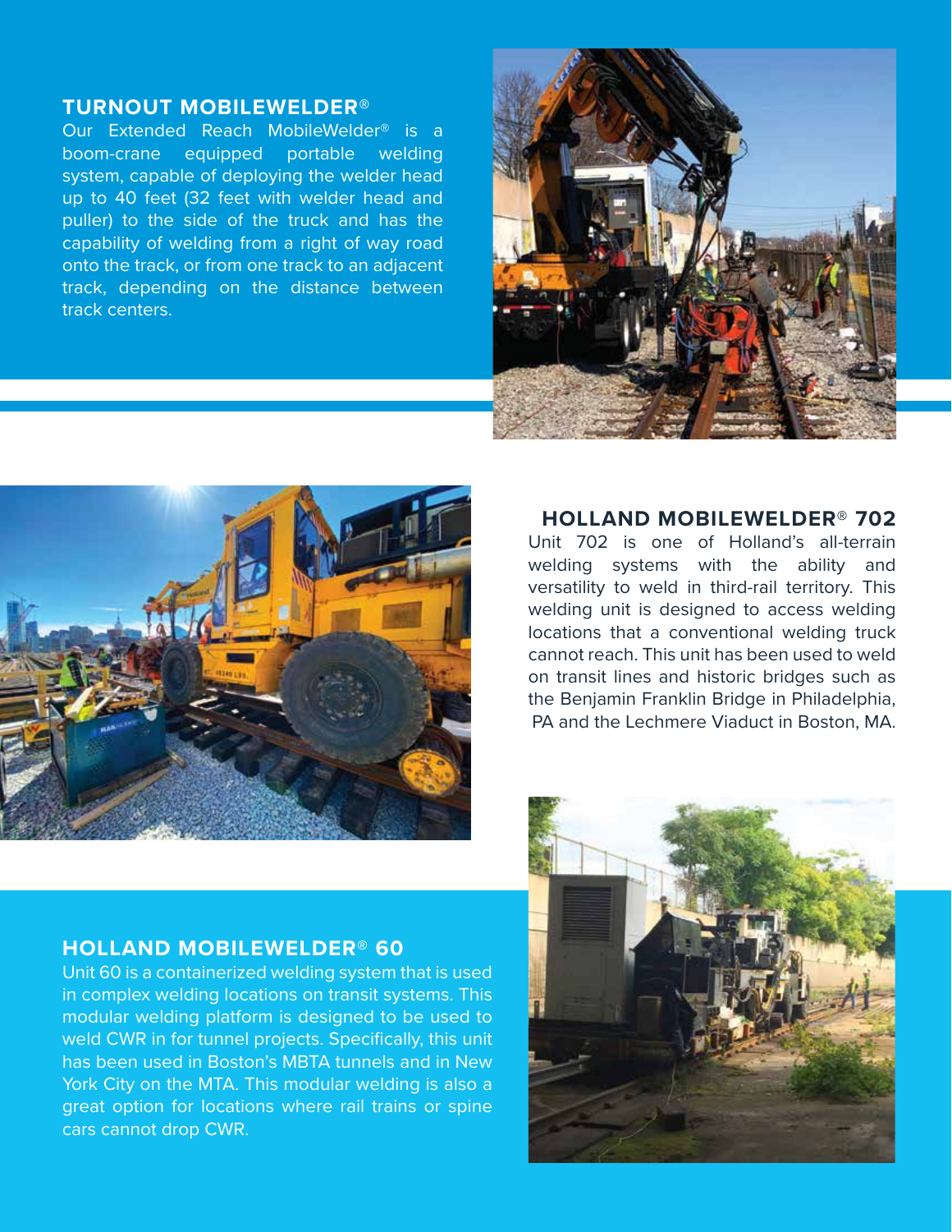## TURNOUT MOBILEWELDER®

Our Extended Reach MobileWelder® is a boom-crane equipped portable welding system, capable of deploying the welder head up to 40 feet (32 feet with welder head and puller) to the side of the truck and has the capability of welding from a right of way road onto the track, or from one track to an adjacent track, depending on the distance between track centers.

## HOLLAND MOBILEWELDER® 702

Unit 702 is one of Holland's all-terrain welding systems with the ability and versatility to weld in third-rail territory. This welding unit is designed to access welding locations that a conventional welding truck cannot reach. This unit has been used to weld on transit lines and historic bridges such as the Benjamin Franklin Bridge in Philadelphia, PA and the Lechmere Viaduct in Boston, MA.

## HOLLAND MOBILEWELDER® 60

Unit 60 is a containerized welding system that is used in complex welding locations on transit systems. This modular welding platform is designed to be used to weld CWR in for tunnel projects. Specifically, this unit has been used in Boston's MBTA tunnels and in New York City on the MTA. This modular welding is also a great option for locations where rail trains or spine cars cannot drop CWR.